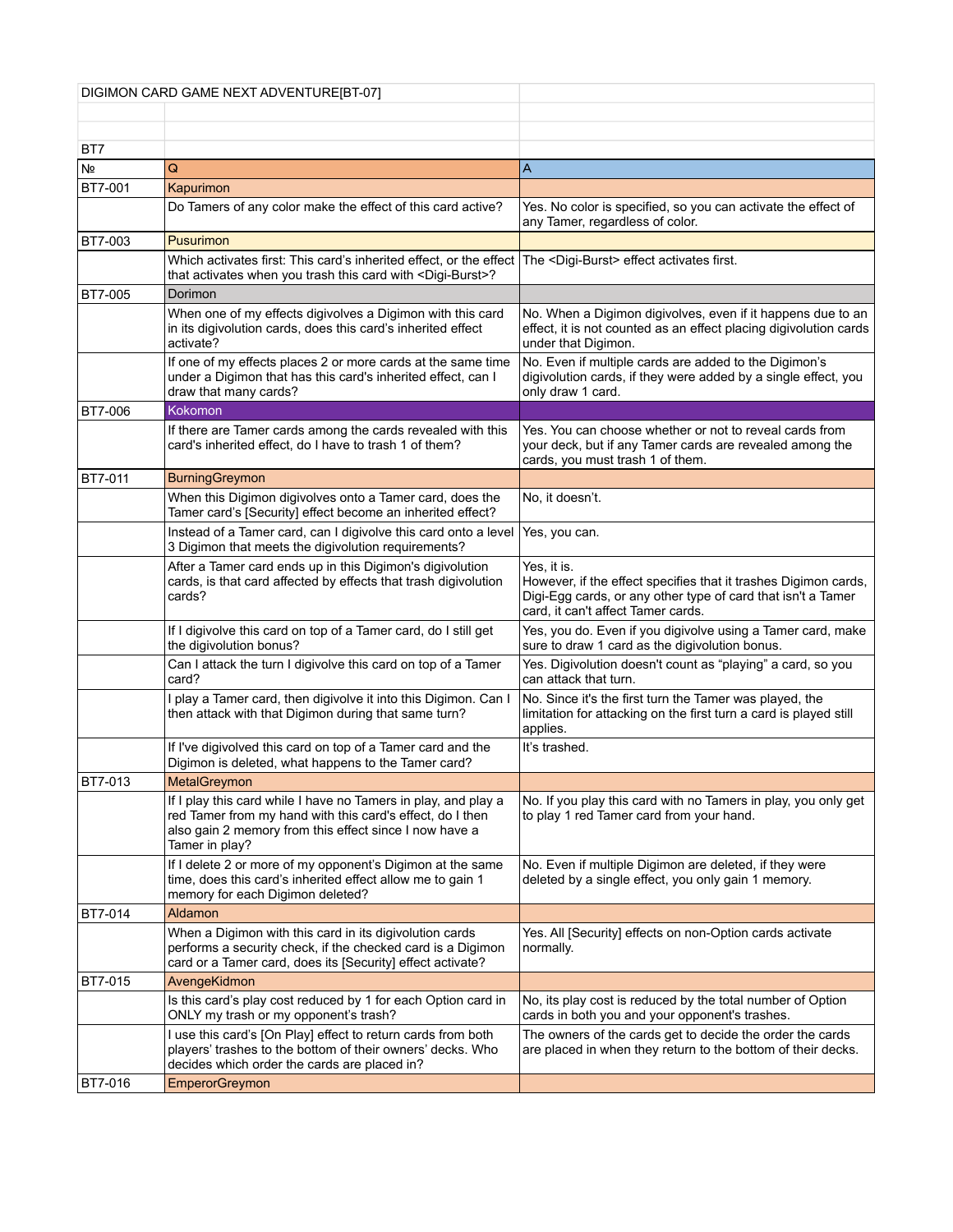DIGIMON CARD GAME NEXT ADVENTURE[BT-07]

BT7

| № | Q | A |
|---|---|---|
| BT7-001 | Kapurimon | |
| | Do Tamers of any color make the effect of this card active? | Yes. No color is specified, so you can activate the effect of any Tamer, regardless of color. |
| BT7-003 | Pusurimon | |
| | Which activates first: This card's inherited effect, or the effect that activates when you trash this card with <Digi-Burst>? | The <Digi-Burst> effect activates first. |
| BT7-005 | Dorimon | |
| | When one of my effects digivolves a Digimon with this card in its digivolution cards, does this card's inherited effect activate? | No. When a Digimon digivolves, even if it happens due to an effect, it is not counted as an effect placing digivolution cards under that Digimon. |
| | If one of my effects places 2 or more cards at the same time under a Digimon that has this card's inherited effect, can I draw that many cards? | No. Even if multiple cards are added to the Digimon's digivolution cards, if they were added by a single effect, you only draw 1 card. |
| BT7-006 | Kokomon | |
| | If there are Tamer cards among the cards revealed with this card's inherited effect, do I have to trash 1 of them? | Yes. You can choose whether or not to reveal cards from your deck, but if any Tamer cards are revealed among the cards, you must trash 1 of them. |
| BT7-011 | BurningGreymon | |
| | When this Digimon digivolves onto a Tamer card, does the Tamer card's [Security] effect become an inherited effect? | No, it doesn't. |
| | Instead of a Tamer card, can I digivolve this card onto a level 3 Digimon that meets the digivolution requirements? | Yes, you can. |
| | After a Tamer card ends up in this Digimon's digivolution cards, is that card affected by effects that trash digivolution cards? | Yes, it is.<br>However, if the effect specifies that it trashes Digimon cards, Digi-Egg cards, or any other type of card that isn't a Tamer card, it can't affect Tamer cards. |
| | If I digivolve this card on top of a Tamer card, do I still get the digivolution bonus? | Yes, you do. Even if you digivolve using a Tamer card, make sure to draw 1 card as the digivolution bonus. |
| | Can I attack the turn I digivolve this card on top of a Tamer card? | Yes. Digivolution doesn't count as "playing" a card, so you can attack that turn. |
| | I play a Tamer card, then digivolve it into this Digimon. Can I then attack with that Digimon during that same turn? | No. Since it's the first turn the Tamer was played, the limitation for attacking on the first turn a card is played still applies. |
| | If I've digivolved this card on top of a Tamer card and the Digimon is deleted, what happens to the Tamer card? | It's trashed. |
| BT7-013 | MetalGreymon | |
| | If I play this card while I have no Tamers in play, and play a red Tamer from my hand with this card's effect, do I then also gain 2 memory from this effect since I now have a Tamer in play? | No. If you play this card with no Tamers in play, you only get to play 1 red Tamer card from your hand. |
| | If I delete 2 or more of my opponent's Digimon at the same time, does this card's inherited effect allow me to gain 1 memory for each Digimon deleted? | No. Even if multiple Digimon are deleted, if they were deleted by a single effect, you only gain 1 memory. |
| BT7-014 | Aldamon | |
| | When a Digimon with this card in its digivolution cards performs a security check, if the checked card is a Digimon card or a Tamer card, does its [Security] effect activate? | Yes. All [Security] effects on non-Option cards activate normally. |
| BT7-015 | AvengeKidmon | |
| | Is this card's play cost reduced by 1 for each Option card in ONLY my trash or my opponent's trash? | No, its play cost is reduced by the total number of Option cards in both you and your opponent's trashes. |
| | I use this card's [On Play] effect to return cards from both players' trashes to the bottom of their owners' decks. Who decides which order the cards are placed in? | The owners of the cards get to decide the order the cards are placed in when they return to the bottom of their decks. |
| BT7-016 | EmperorGreymon | |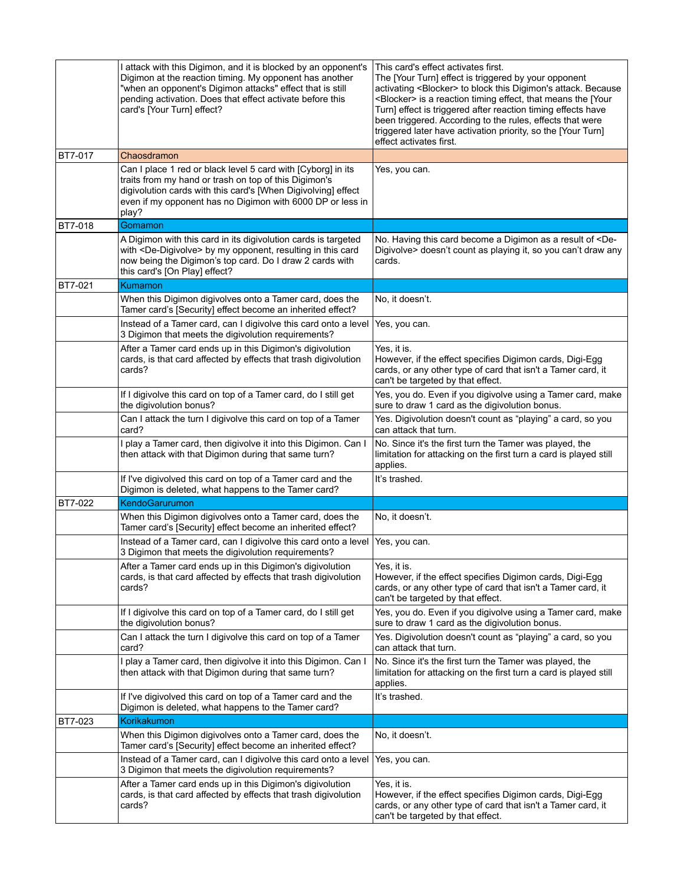| | | |
|---|---|---|
| | I attack with this Digimon, and it is blocked by an opponent's Digimon at the reaction timing. My opponent has another "when an opponent's Digimon attacks" effect that is still pending activation. Does that effect activate before this card's [Your Turn] effect? | This card's effect activates first.<br>The [Your Turn] effect is triggered by your opponent activating <Blocker> to block this Digimon's attack. Because <Blocker> is a reaction timing effect, that means the [Your Turn] effect is triggered after reaction timing effects have been triggered. According to the rules, effects that were triggered later have activation priority, so the [Your Turn] effect activates first. |
| BT7-017 | Chaosdramon | |
| | Can I place 1 red or black level 5 card with [Cyborg] in its traits from my hand or trash on top of this Digimon's digivolution cards with this card's [When Digivolving] effect even if my opponent has no Digimon with 6000 DP or less in play? | Yes, you can. |
| BT7-018 | Gomamon | |
| | A Digimon with this card in its digivolution cards is targeted with <De-Digivolve> by my opponent, resulting in this card now being the Digimon's top card. Do I draw 2 cards with this card's [On Play] effect? | No. Having this card become a Digimon as a result of <De-Digivolve> doesn't count as playing it, so you can't draw any cards. |
| BT7-021 | Kumamon | |
| | When this Digimon digivolves onto a Tamer card, does the Tamer card's [Security] effect become an inherited effect? | No, it doesn't. |
| | Instead of a Tamer card, can I digivolve this card onto a level 3 Digimon that meets the digivolution requirements? | Yes, you can. |
| | After a Tamer card ends up in this Digimon's digivolution cards, is that card affected by effects that trash digivolution cards? | Yes, it is.<br>However, if the effect specifies Digimon cards, Digi-Egg cards, or any other type of card that isn't a Tamer card, it can't be targeted by that effect. |
| | If I digivolve this card on top of a Tamer card, do I still get the digivolution bonus? | Yes, you do. Even if you digivolve using a Tamer card, make sure to draw 1 card as the digivolution bonus. |
| | Can I attack the turn I digivolve this card on top of a Tamer card? | Yes. Digivolution doesn't count as "playing" a card, so you can attack that turn. |
| | I play a Tamer card, then digivolve it into this Digimon. Can I then attack with that Digimon during that same turn? | No. Since it's the first turn the Tamer was played, the limitation for attacking on the first turn a card is played still applies. |
| | If I've digivolved this card on top of a Tamer card and the Digimon is deleted, what happens to the Tamer card? | It's trashed. |
| BT7-022 | KendoGarurumon | |
| | When this Digimon digivolves onto a Tamer card, does the Tamer card's [Security] effect become an inherited effect? | No, it doesn't. |
| | Instead of a Tamer card, can I digivolve this card onto a level 3 Digimon that meets the digivolution requirements? | Yes, you can. |
| | After a Tamer card ends up in this Digimon's digivolution cards, is that card affected by effects that trash digivolution cards? | Yes, it is.<br>However, if the effect specifies Digimon cards, Digi-Egg cards, or any other type of card that isn't a Tamer card, it can't be targeted by that effect. |
| | If I digivolve this card on top of a Tamer card, do I still get the digivolution bonus? | Yes, you do. Even if you digivolve using a Tamer card, make sure to draw 1 card as the digivolution bonus. |
| | Can I attack the turn I digivolve this card on top of a Tamer card? | Yes. Digivolution doesn't count as "playing" a card, so you can attack that turn. |
| | I play a Tamer card, then digivolve it into this Digimon. Can I then attack with that Digimon during that same turn? | No. Since it's the first turn the Tamer was played, the limitation for attacking on the first turn a card is played still applies. |
| | If I've digivolved this card on top of a Tamer card and the Digimon is deleted, what happens to the Tamer card? | It's trashed. |
| BT7-023 | Korikakumon | |
| | When this Digimon digivolves onto a Tamer card, does the Tamer card's [Security] effect become an inherited effect? | No, it doesn't. |
| | Instead of a Tamer card, can I digivolve this card onto a level 3 Digimon that meets the digivolution requirements? | Yes, you can. |
| | After a Tamer card ends up in this Digimon's digivolution cards, is that card affected by effects that trash digivolution cards? | Yes, it is.<br>However, if the effect specifies Digimon cards, Digi-Egg cards, or any other type of card that isn't a Tamer card, it can't be targeted by that effect. |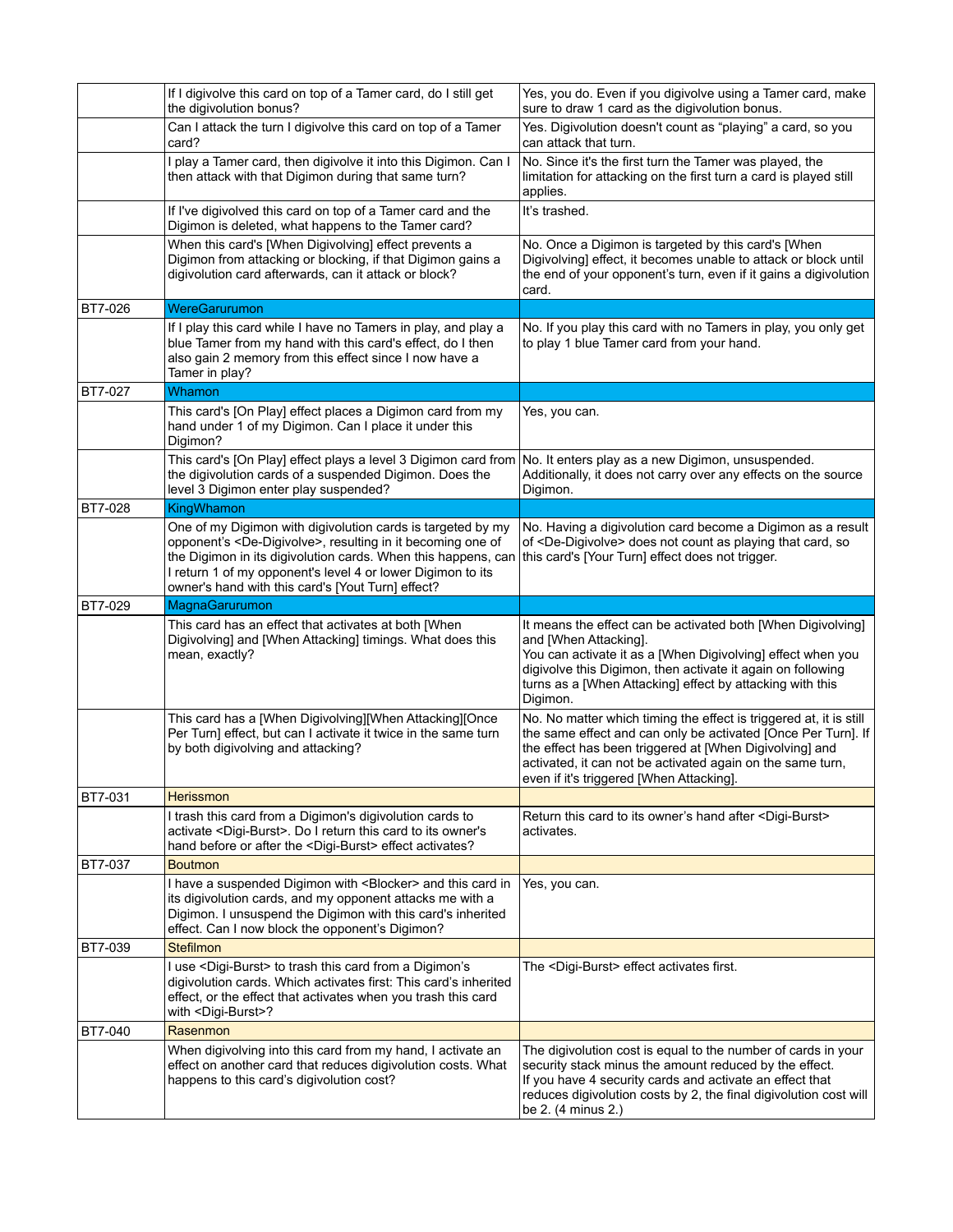| | | |
|---|---|---|
| | If I digivolve this card on top of a Tamer card, do I still get the digivolution bonus? | Yes, you do. Even if you digivolve using a Tamer card, make sure to draw 1 card as the digivolution bonus. |
| | Can I attack the turn I digivolve this card on top of a Tamer card? | Yes. Digivolution doesn't count as "playing" a card, so you can attack that turn. |
| | I play a Tamer card, then digivolve it into this Digimon. Can I then attack with that Digimon during that same turn? | No. Since it's the first turn the Tamer was played, the limitation for attacking on the first turn a card is played still applies. |
| | If I've digivolved this card on top of a Tamer card and the Digimon is deleted, what happens to the Tamer card? | It's trashed. |
| | When this card's [When Digivolving] effect prevents a Digimon from attacking or blocking, if that Digimon gains a digivolution card afterwards, can it attack or block? | No. Once a Digimon is targeted by this card's [When Digivolving] effect, it becomes unable to attack or block until the end of your opponent's turn, even if it gains a digivolution card. |
| BT7-026 | WereGarurumon | |
| | If I play this card while I have no Tamers in play, and play a blue Tamer from my hand with this card's effect, do I then also gain 2 memory from this effect since I now have a Tamer in play? | No. If you play this card with no Tamers in play, you only get to play 1 blue Tamer card from your hand. |
| BT7-027 | Whamon | |
| | This card's [On Play] effect places a Digimon card from my hand under 1 of my Digimon. Can I place it under this Digimon? | Yes, you can. |
| | This card's [On Play] effect plays a level 3 Digimon card from the digivolution cards of a suspended Digimon. Does the level 3 Digimon enter play suspended? | No. It enters play as a new Digimon, unsuspended. Additionally, it does not carry over any effects on the source Digimon. |
| BT7-028 | KingWhamon | |
| | One of my Digimon with digivolution cards is targeted by my opponent's <De-Digivolve>, resulting in it becoming one of the Digimon in its digivolution cards. When this happens, can I return 1 of my opponent's level 4 or lower Digimon to its owner's hand with this card's [Yout Turn] effect? | No. Having a digivolution card become a Digimon as a result of <De-Digivolve> does not count as playing that card, so this card's [Your Turn] effect does not trigger. |
| BT7-029 | MagnaGarurumon | |
| | This card has an effect that activates at both [When Digivolving] and [When Attacking] timings. What does this mean, exactly? | It means the effect can be activated both [When Digivolving] and [When Attacking].<br>You can activate it as a [When Digivolving] effect when you digivolve this Digimon, then activate it again on following turns as a [When Attacking] effect by attacking with this Digimon. |
| | This card has a [When Digivolving][When Attacking][Once Per Turn] effect, but can I activate it twice in the same turn by both digivolving and attacking? | No. No matter which timing the effect is triggered at, it is still the same effect and can only be activated [Once Per Turn]. If the effect has been triggered at [When Digivolving] and activated, it can not be activated again on the same turn, even if it's triggered [When Attacking]. |
| BT7-031 | Herissmon | |
| | I trash this card from a Digimon's digivolution cards to activate <Digi-Burst>. Do I return this card to its owner's hand before or after the <Digi-Burst> effect activates? | Return this card to its owner's hand after <Digi-Burst> activates. |
| BT7-037 | Boutmon | |
| | I have a suspended Digimon with <Blocker> and this card in its digivolution cards, and my opponent attacks me with a Digimon. I unsuspend the Digimon with this card's inherited effect. Can I now block the opponent's Digimon? | Yes, you can. |
| BT7-039 | Stefilmon | |
| | I use <Digi-Burst> to trash this card from a Digimon's digivolution cards. Which activates first: This card's inherited effect, or the effect that activates when you trash this card with <Digi-Burst>? | The <Digi-Burst> effect activates first. |
| BT7-040 | Rasenmon | |
| | When digivolving into this card from my hand, I activate an effect on another card that reduces digivolution costs. What happens to this card's digivolution cost? | The digivolution cost is equal to the number of cards in your security stack minus the amount reduced by the effect.<br>If you have 4 security cards and activate an effect that reduces digivolution costs by 2, the final digivolution cost will be 2. (4 minus 2.) |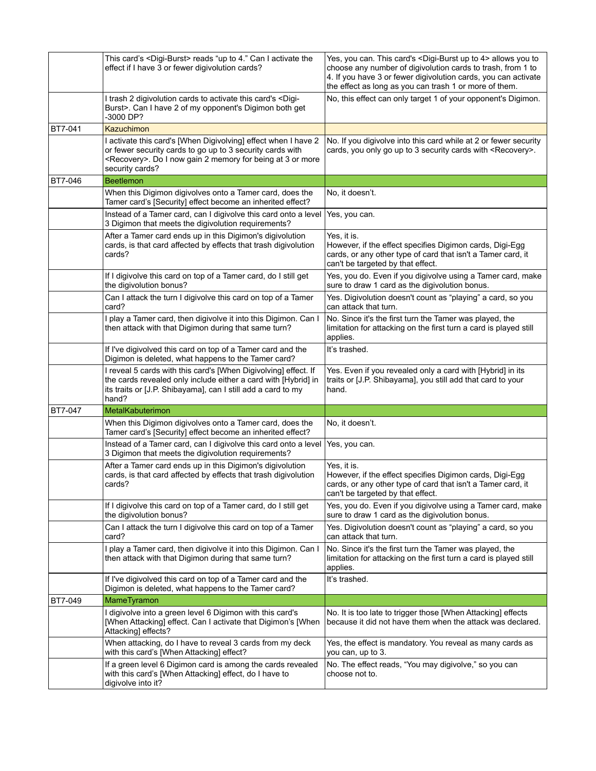| | | |
|---|---|---|
| | This card's <Digi-Burst> reads "up to 4." Can I activate the effect if I have 3 or fewer digivolution cards? | Yes, you can. This card's <Digi-Burst up to 4> allows you to choose any number of digivolution cards to trash, from 1 to 4. If you have 3 or fewer digivolution cards, you can activate the effect as long as you can trash 1 or more of them. |
| | I trash 2 digivolution cards to activate this card's <Digi-Burst>. Can I have 2 of my opponent's Digimon both get -3000 DP? | No, this effect can only target 1 of your opponent's Digimon. |
| BT7-041 | Kazuchimon | |
| | I activate this card's [When Digivolving] effect when I have 2 or fewer security cards to go up to 3 security cards with <Recovery>. Do I now gain 2 memory for being at 3 or more security cards? | No. If you digivolve into this card while at 2 or fewer security cards, you only go up to 3 security cards with <Recovery>. |
| BT7-046 | Beetlemon | |
| | When this Digimon digivolves onto a Tamer card, does the Tamer card's [Security] effect become an inherited effect? | No, it doesn't. |
| | Instead of a Tamer card, can I digivolve this card onto a level 3 Digimon that meets the digivolution requirements? | Yes, you can. |
| | After a Tamer card ends up in this Digimon's digivolution cards, is that card affected by effects that trash digivolution cards? | Yes, it is.<br>However, if the effect specifies Digimon cards, Digi-Egg cards, or any other type of card that isn't a Tamer card, it can't be targeted by that effect. |
| | If I digivolve this card on top of a Tamer card, do I still get the digivolution bonus? | Yes, you do. Even if you digivolve using a Tamer card, make sure to draw 1 card as the digivolution bonus. |
| | Can I attack the turn I digivolve this card on top of a Tamer card? | Yes. Digivolution doesn't count as "playing" a card, so you can attack that turn. |
| | I play a Tamer card, then digivolve it into this Digimon. Can I then attack with that Digimon during that same turn? | No. Since it's the first turn the Tamer was played, the limitation for attacking on the first turn a card is played still applies. |
| | If I've digivolved this card on top of a Tamer card and the Digimon is deleted, what happens to the Tamer card? | It's trashed. |
| | I reveal 5 cards with this card's [When Digivolving] effect. If the cards revealed only include either a card with [Hybrid] in its traits or [J.P. Shibayama], can I still add a card to my hand? | Yes. Even if you revealed only a card with [Hybrid] in its traits or [J.P. Shibayama], you still add that card to your hand. |
| BT7-047 | MetalKabuterimon | |
| | When this Digimon digivolves onto a Tamer card, does the Tamer card's [Security] effect become an inherited effect? | No, it doesn't. |
| | Instead of a Tamer card, can I digivolve this card onto a level 3 Digimon that meets the digivolution requirements? | Yes, you can. |
| | After a Tamer card ends up in this Digimon's digivolution cards, is that card affected by effects that trash digivolution cards? | Yes, it is.<br>However, if the effect specifies Digimon cards, Digi-Egg cards, or any other type of card that isn't a Tamer card, it can't be targeted by that effect. |
| | If I digivolve this card on top of a Tamer card, do I still get the digivolution bonus? | Yes, you do. Even if you digivolve using a Tamer card, make sure to draw 1 card as the digivolution bonus. |
| | Can I attack the turn I digivolve this card on top of a Tamer card? | Yes. Digivolution doesn't count as "playing" a card, so you can attack that turn. |
| | I play a Tamer card, then digivolve it into this Digimon. Can I then attack with that Digimon during that same turn? | No. Since it's the first turn the Tamer was played, the limitation for attacking on the first turn a card is played still applies. |
| | If I've digivolved this card on top of a Tamer card and the Digimon is deleted, what happens to the Tamer card? | It's trashed. |
| BT7-049 | MameTyramon | |
| | I digivolve into a green level 6 Digimon with this card's [When Attacking] effect. Can I activate that Digimon's [When Attacking] effects? | No. It is too late to trigger those [When Attacking] effects because it did not have them when the attack was declared. |
| | When attacking, do I have to reveal 3 cards from my deck with this card's [When Attacking] effect? | Yes, the effect is mandatory. You reveal as many cards as you can, up to 3. |
| | If a green level 6 Digimon card is among the cards revealed with this card's [When Attacking] effect, do I have to digivolve into it? | No. The effect reads, "You may digivolve," so you can choose not to. |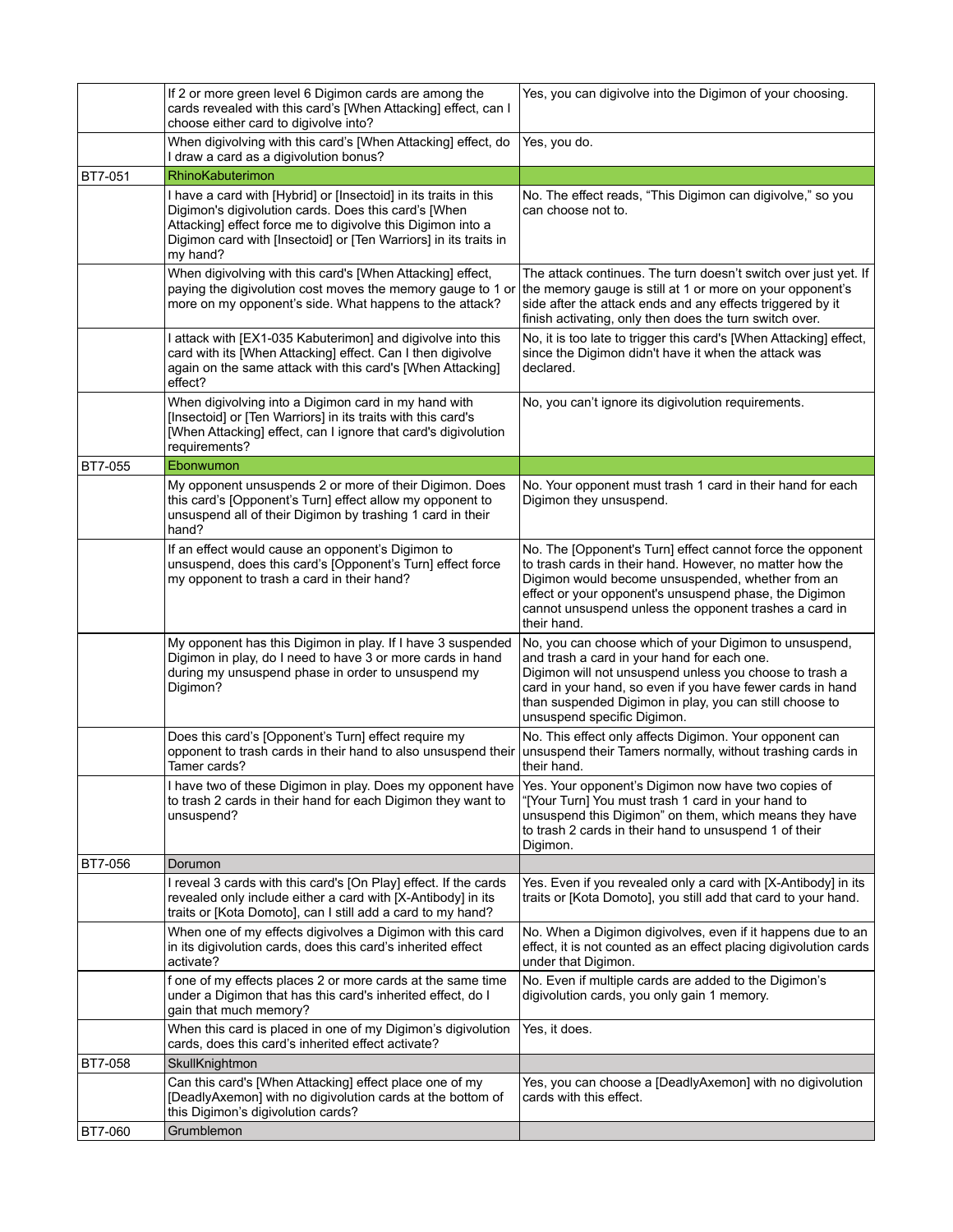| | | |
|---|---|---|
| | If 2 or more green level 6 Digimon cards are among the cards revealed with this card's [When Attacking] effect, can I choose either card to digivolve into? | Yes, you can digivolve into the Digimon of your choosing. |
| | When digivolving with this card's [When Attacking] effect, do I draw a card as a digivolution bonus? | Yes, you do. |
| BT7-051 | RhinoKabuterimon | |
| | I have a card with [Hybrid] or [Insectoid] in its traits in this Digimon's digivolution cards. Does this card's [When Attacking] effect force me to digivolve this Digimon into a Digimon card with [Insectoid] or [Ten Warriors] in its traits in my hand? | No. The effect reads, "This Digimon can digivolve," so you can choose not to. |
| | When digivolving with this card's [When Attacking] effect, paying the digivolution cost moves the memory gauge to 1 or more on my opponent's side. What happens to the attack? | The attack continues. The turn doesn't switch over just yet. If the memory gauge is still at 1 or more on your opponent's side after the attack ends and any effects triggered by it finish activating, only then does the turn switch over. |
| | I attack with [EX1-035 Kabuterimon] and digivolve into this card with its [When Attacking] effect. Can I then digivolve again on the same attack with this card's [When Attacking] effect? | No, it is too late to trigger this card's [When Attacking] effect, since the Digimon didn't have it when the attack was declared. |
| | When digivolving into a Digimon card in my hand with [Insectoid] or [Ten Warriors] in its traits with this card's [When Attacking] effect, can I ignore that card's digivolution requirements? | No, you can't ignore its digivolution requirements. |
| BT7-055 | Ebonwumon | |
| | My opponent unsuspends 2 or more of their Digimon. Does this card's [Opponent's Turn] effect allow my opponent to unsuspend all of their Digimon by trashing 1 card in their hand? | No. Your opponent must trash 1 card in their hand for each Digimon they unsuspend. |
| | If an effect would cause an opponent's Digimon to unsuspend, does this card's [Opponent's Turn] effect force my opponent to trash a card in their hand? | No. The [Opponent's Turn] effect cannot force the opponent to trash cards in their hand. However, no matter how the Digimon would become unsuspended, whether from an effect or your opponent's unsuspend phase, the Digimon cannot unsuspend unless the opponent trashes a card in their hand. |
| | My opponent has this Digimon in play. If I have 3 suspended Digimon in play, do I need to have 3 or more cards in hand during my unsuspend phase in order to unsuspend my Digimon? | No, you can choose which of your Digimon to unsuspend, and trash a card in your hand for each one. Digimon will not unsuspend unless you choose to trash a card in your hand, so even if you have fewer cards in hand than suspended Digimon in play, you can still choose to unsuspend specific Digimon. |
| | Does this card's [Opponent's Turn] effect require my opponent to trash cards in their hand to also unsuspend their Tamer cards? | No. This effect only affects Digimon. Your opponent can unsuspend their Tamers normally, without trashing cards in their hand. |
| | I have two of these Digimon in play. Does my opponent have to trash 2 cards in their hand for each Digimon they want to unsuspend? | Yes. Your opponent's Digimon now have two copies of "[Your Turn] You must trash 1 card in your hand to unsuspend this Digimon" on them, which means they have to trash 2 cards in their hand to unsuspend 1 of their Digimon. |
| BT7-056 | Dorumon | |
| | I reveal 3 cards with this card's [On Play] effect. If the cards revealed only include either a card with [X-Antibody] in its traits or [Kota Domoto], can I still add a card to my hand? | Yes. Even if you revealed only a card with [X-Antibody] in its traits or [Kota Domoto], you still add that card to your hand. |
| | When one of my effects digivolves a Digimon with this card in its digivolution cards, does this card's inherited effect activate? | No. When a Digimon digivolves, even if it happens due to an effect, it is not counted as an effect placing digivolution cards under that Digimon. |
| | f one of my effects places 2 or more cards at the same time under a Digimon that has this card's inherited effect, do I gain that much memory? | No. Even if multiple cards are added to the Digimon's digivolution cards, you only gain 1 memory. |
| | When this card is placed in one of my Digimon's digivolution cards, does this card's inherited effect activate? | Yes, it does. |
| BT7-058 | SkullKnightmon | |
| | Can this card's [When Attacking] effect place one of my [DeadlyAxemon] with no digivolution cards at the bottom of this Digimon's digivolution cards? | Yes, you can choose a [DeadlyAxemon] with no digivolution cards with this effect. |
| BT7-060 | Grumblemon | |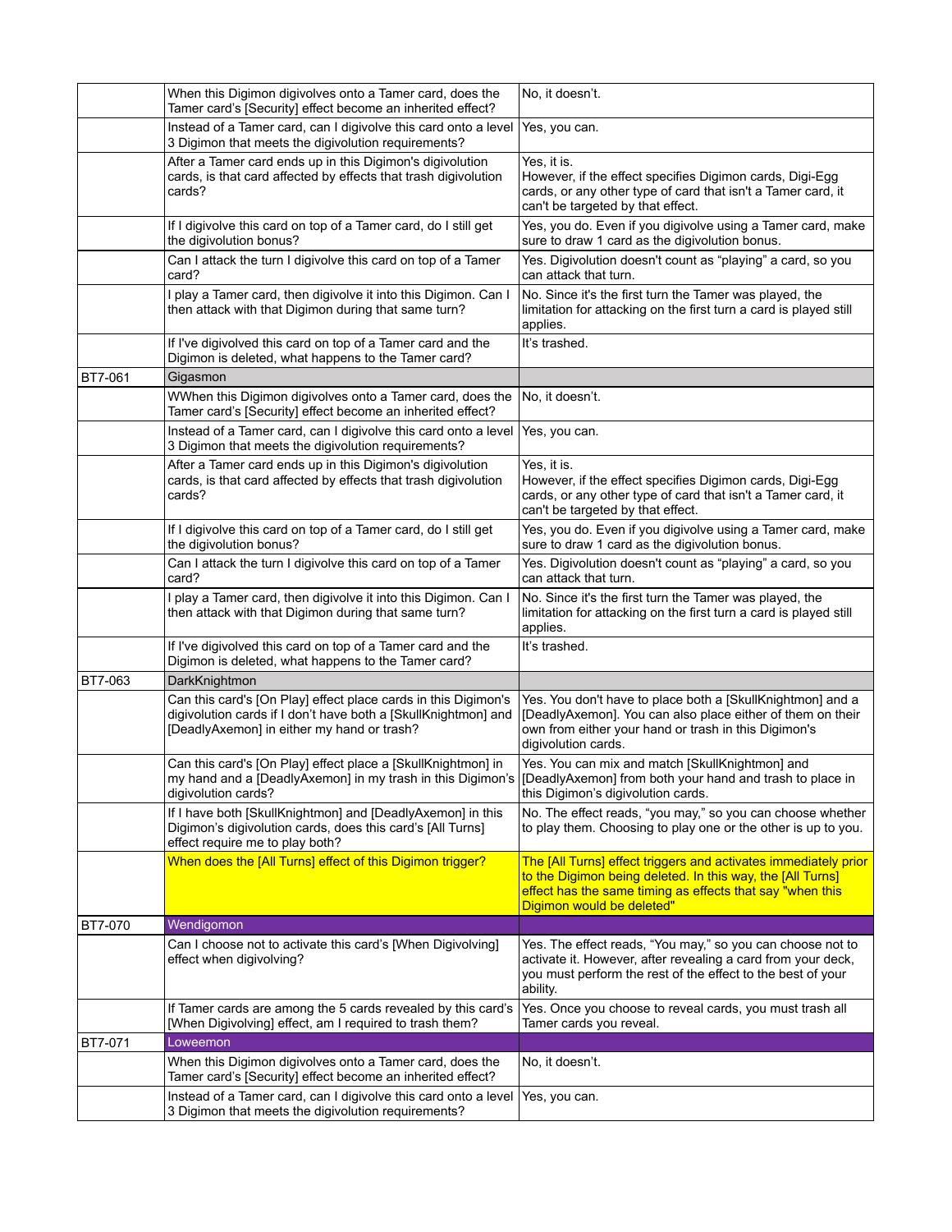| | | |
|---|---|---|
| | When this Digimon digivolves onto a Tamer card, does the Tamer card's [Security] effect become an inherited effect? | No, it doesn't. |
| | Instead of a Tamer card, can I digivolve this card onto a level 3 Digimon that meets the digivolution requirements? | Yes, you can. |
| | After a Tamer card ends up in this Digimon's digivolution cards, is that card affected by effects that trash digivolution cards? | Yes, it is.<br>However, if the effect specifies Digimon cards, Digi-Egg cards, or any other type of card that isn't a Tamer card, it can't be targeted by that effect. |
| | If I digivolve this card on top of a Tamer card, do I still get the digivolution bonus? | Yes, you do. Even if you digivolve using a Tamer card, make sure to draw 1 card as the digivolution bonus. |
| | Can I attack the turn I digivolve this card on top of a Tamer card? | Yes. Digivolution doesn't count as "playing" a card, so you can attack that turn. |
| | I play a Tamer card, then digivolve it into this Digimon. Can I then attack with that Digimon during that same turn? | No. Since it's the first turn the Tamer was played, the limitation for attacking on the first turn a card is played still applies. |
| | If I've digivolved this card on top of a Tamer card and the Digimon is deleted, what happens to the Tamer card? | It's trashed. |
| BT7-061 | Gigasmon | |
| | WWhen this Digimon digivolves onto a Tamer card, does the Tamer card's [Security] effect become an inherited effect? | No, it doesn't. |
| | Instead of a Tamer card, can I digivolve this card onto a level 3 Digimon that meets the digivolution requirements? | Yes, you can. |
| | After a Tamer card ends up in this Digimon's digivolution cards, is that card affected by effects that trash digivolution cards? | Yes, it is.<br>However, if the effect specifies Digimon cards, Digi-Egg cards, or any other type of card that isn't a Tamer card, it can't be targeted by that effect. |
| | If I digivolve this card on top of a Tamer card, do I still get the digivolution bonus? | Yes, you do. Even if you digivolve using a Tamer card, make sure to draw 1 card as the digivolution bonus. |
| | Can I attack the turn I digivolve this card on top of a Tamer card? | Yes. Digivolution doesn't count as "playing" a card, so you can attack that turn. |
| | I play a Tamer card, then digivolve it into this Digimon. Can I then attack with that Digimon during that same turn? | No. Since it's the first turn the Tamer was played, the limitation for attacking on the first turn a card is played still applies. |
| | If I've digivolved this card on top of a Tamer card and the Digimon is deleted, what happens to the Tamer card? | It's trashed. |
| BT7-063 | DarkKnightmon | |
| | Can this card's [On Play] effect place cards in this Digimon's digivolution cards if I don't have both a [SkullKnightmon] and [DeadlyAxemon] in either my hand or trash? | Yes. You don't have to place both a [SkullKnightmon] and a [DeadlyAxemon]. You can also place either of them on their own from either your hand or trash in this Digimon's digivolution cards. |
| | Can this card's [On Play] effect place a [SkullKnightmon] in my hand and a [DeadlyAxemon] in my trash in this Digimon's digivolution cards? | Yes. You can mix and match [SkullKnightmon] and [DeadlyAxemon] from both your hand and trash to place in this Digimon's digivolution cards. |
| | If I have both [SkullKnightmon] and [DeadlyAxemon] in this Digimon's digivolution cards, does this card's [All Turns] effect require me to play both? | No. The effect reads, "you may," so you can choose whether to play them. Choosing to play one or the other is up to you. |
| | When does the [All Turns] effect of this Digimon trigger? | The [All Turns] effect triggers and activates immediately prior to the Digimon being deleted. In this way, the [All Turns] effect has the same timing as effects that say "when this Digimon would be deleted" |
| BT7-070 | Wendigomon | |
| | Can I choose not to activate this card's [When Digivolving] effect when digivolving? | Yes. The effect reads, "You may," so you can choose not to activate it. However, after revealing a card from your deck, you must perform the rest of the effect to the best of your ability. |
| | If Tamer cards are among the 5 cards revealed by this card's [When Digivolving] effect, am I required to trash them? | Yes. Once you choose to reveal cards, you must trash all Tamer cards you reveal. |
| BT7-071 | Loweemon | |
| | When this Digimon digivolves onto a Tamer card, does the Tamer card's [Security] effect become an inherited effect? | No, it doesn't. |
| | Instead of a Tamer card, can I digivolve this card onto a level 3 Digimon that meets the digivolution requirements? | Yes, you can. |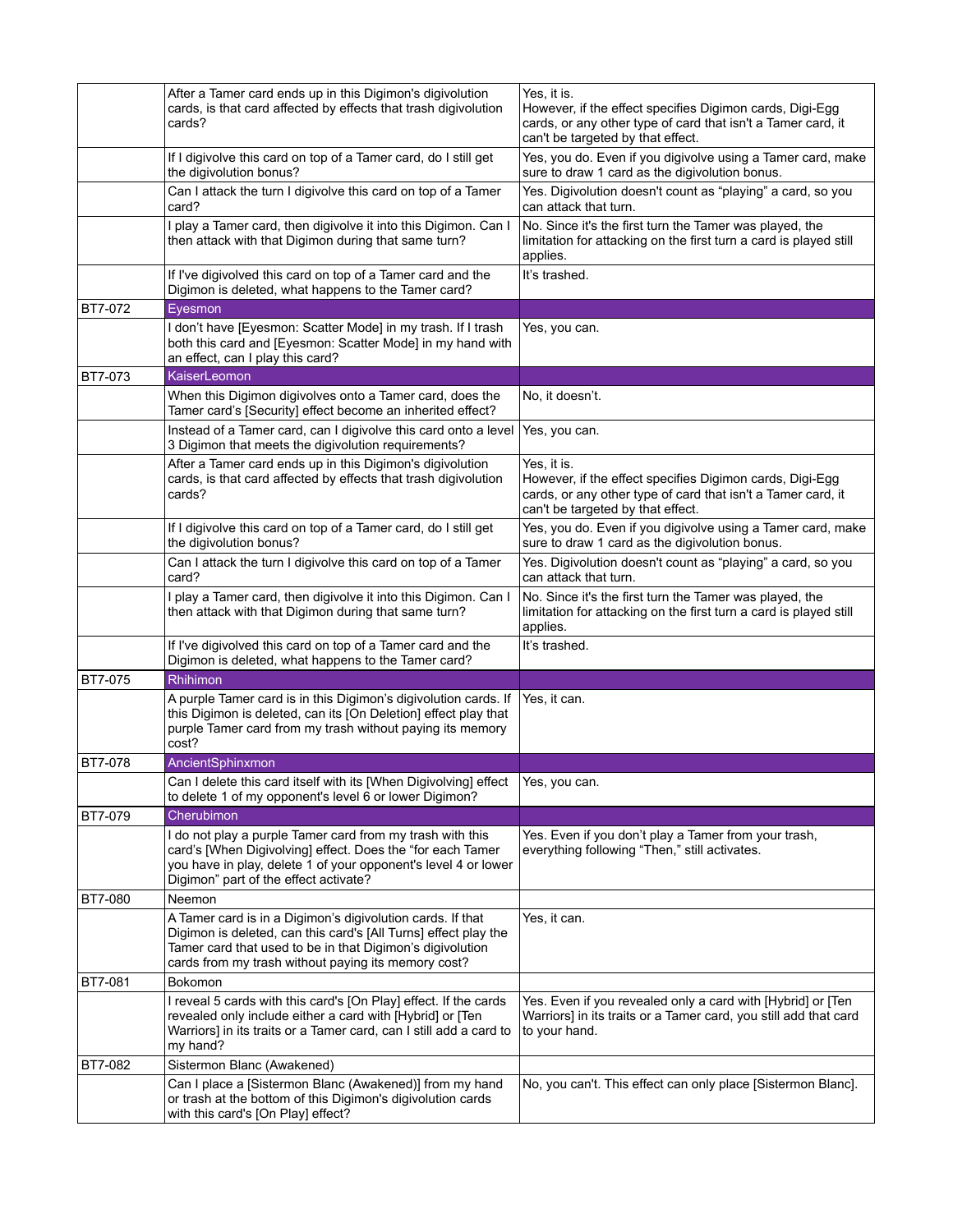| | | |
|---|---|---|
| | After a Tamer card ends up in this Digimon's digivolution cards, is that card affected by effects that trash digivolution cards? | Yes, it is. However, if the effect specifies Digimon cards, Digi-Egg cards, or any other type of card that isn't a Tamer card, it can't be targeted by that effect. |
| | If I digivolve this card on top of a Tamer card, do I still get the digivolution bonus? | Yes, you do. Even if you digivolve using a Tamer card, make sure to draw 1 card as the digivolution bonus. |
| | Can I attack the turn I digivolve this card on top of a Tamer card? | Yes. Digivolution doesn't count as “playing” a card, so you can attack that turn. |
| | I play a Tamer card, then digivolve it into this Digimon. Can I then attack with that Digimon during that same turn? | No. Since it's the first turn the Tamer was played, the limitation for attacking on the first turn a card is played still applies. |
| | If I've digivolved this card on top of a Tamer card and the Digimon is deleted, what happens to the Tamer card? | It's trashed. |
| BT7-072 | Eyesmon | |
| | I don't have [Eyesmon: Scatter Mode] in my trash. If I trash both this card and [Eyesmon: Scatter Mode] in my hand with an effect, can I play this card? | Yes, you can. |
| BT7-073 | KaiserLeomon | |
| | When this Digimon digivolves onto a Tamer card, does the Tamer card's [Security] effect become an inherited effect? | No, it doesn't. |
| | Instead of a Tamer card, can I digivolve this card onto a level 3 Digimon that meets the digivolution requirements? | Yes, you can. |
| | After a Tamer card ends up in this Digimon's digivolution cards, is that card affected by effects that trash digivolution cards? | Yes, it is. However, if the effect specifies Digimon cards, Digi-Egg cards, or any other type of card that isn't a Tamer card, it can't be targeted by that effect. |
| | If I digivolve this card on top of a Tamer card, do I still get the digivolution bonus? | Yes, you do. Even if you digivolve using a Tamer card, make sure to draw 1 card as the digivolution bonus. |
| | Can I attack the turn I digivolve this card on top of a Tamer card? | Yes. Digivolution doesn't count as “playing” a card, so you can attack that turn. |
| | I play a Tamer card, then digivolve it into this Digimon. Can I then attack with that Digimon during that same turn? | No. Since it's the first turn the Tamer was played, the limitation for attacking on the first turn a card is played still applies. |
| | If I've digivolved this card on top of a Tamer card and the Digimon is deleted, what happens to the Tamer card? | It's trashed. |
| BT7-075 | Rhihimon | |
| | A purple Tamer card is in this Digimon's digivolution cards. If this Digimon is deleted, can its [On Deletion] effect play that purple Tamer card from my trash without paying its memory cost? | Yes, it can. |
| BT7-078 | AncientSphinxmon | |
| | Can I delete this card itself with its [When Digivolving] effect to delete 1 of my opponent's level 6 or lower Digimon? | Yes, you can. |
| BT7-079 | Cherubimon | |
| | I do not play a purple Tamer card from my trash with this card's [When Digivolving] effect. Does the “for each Tamer you have in play, delete 1 of your opponent's level 4 or lower Digimon” part of the effect activate? | Yes. Even if you don't play a Tamer from your trash, everything following “Then,” still activates. |
| BT7-080 | Neemon | |
| | A Tamer card is in a Digimon's digivolution cards. If that Digimon is deleted, can this card's [All Turns] effect play the Tamer card that used to be in that Digimon's digivolution cards from my trash without paying its memory cost? | Yes, it can. |
| BT7-081 | Bokomon | |
| | I reveal 5 cards with this card's [On Play] effect. If the cards revealed only include either a card with [Hybrid] or [Ten Warriors] in its traits or a Tamer card, can I still add a card to my hand? | Yes. Even if you revealed only a card with [Hybrid] or [Ten Warriors] in its traits or a Tamer card, you still add that card to your hand. |
| BT7-082 | Sistermon Blanc (Awakened) | |
| | Can I place a [Sistermon Blanc (Awakened)] from my hand or trash at the bottom of this Digimon's digivolution cards with this card's [On Play] effect? | No, you can't. This effect can only place [Sistermon Blanc]. |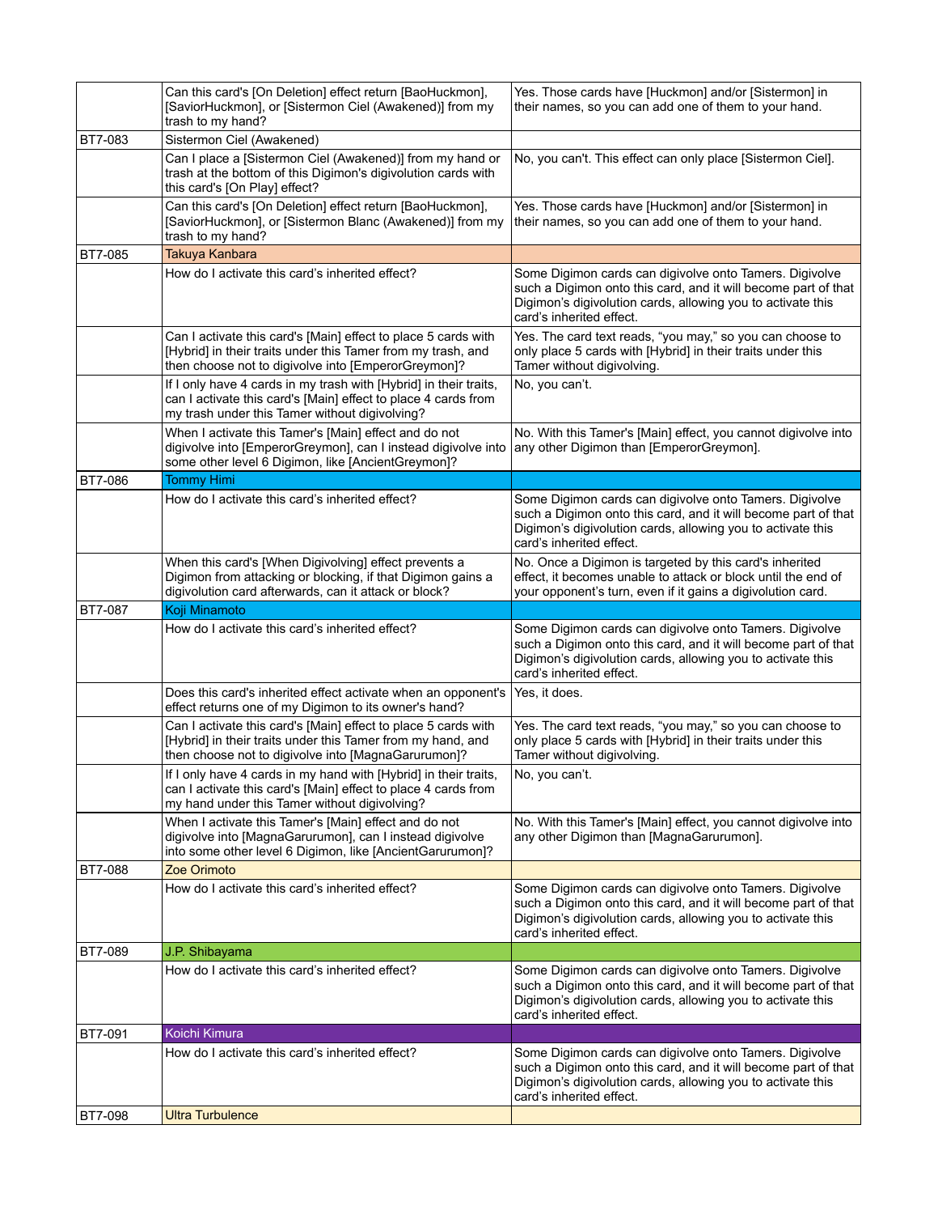| | | |
|---|---|---|
| | Can this card's [On Deletion] effect return [BaoHuckmon], [SaviorHuckmon], or [Sistermon Ciel (Awakened)] from my trash to my hand? | Yes. Those cards have [Huckmon] and/or [Sistermon] in their names, so you can add one of them to your hand. |
| BT7-083 | Sistermon Ciel (Awakened) | |
| | Can I place a [Sistermon Ciel (Awakened)] from my hand or trash at the bottom of this Digimon's digivolution cards with this card's [On Play] effect? | No, you can't. This effect can only place [Sistermon Ciel]. |
| | Can this card's [On Deletion] effect return [BaoHuckmon], [SaviorHuckmon], or [Sistermon Blanc (Awakened)] from my trash to my hand? | Yes. Those cards have [Huckmon] and/or [Sistermon] in their names, so you can add one of them to your hand. |
| BT7-085 | Takuya Kanbara | |
| | How do I activate this card's inherited effect? | Some Digimon cards can digivolve onto Tamers. Digivolve such a Digimon onto this card, and it will become part of that Digimon's digivolution cards, allowing you to activate this card's inherited effect. |
| | Can I activate this card's [Main] effect to place 5 cards with [Hybrid] in their traits under this Tamer from my trash, and then choose not to digivolve into [EmperorGreymon]? | Yes. The card text reads, "you may," so you can choose to only place 5 cards with [Hybrid] in their traits under this Tamer without digivolving. |
| | If I only have 4 cards in my trash with [Hybrid] in their traits, can I activate this card's [Main] effect to place 4 cards from my trash under this Tamer without digivolving? | No, you can't. |
| | When I activate this Tamer's [Main] effect and do not digivolve into [EmperorGreymon], can I instead digivolve into some other level 6 Digimon, like [AncientGreymon]? | No. With this Tamer's [Main] effect, you cannot digivolve into any other Digimon than [EmperorGreymon]. |
| BT7-086 | Tommy Himi | |
| | How do I activate this card's inherited effect? | Some Digimon cards can digivolve onto Tamers. Digivolve such a Digimon onto this card, and it will become part of that Digimon's digivolution cards, allowing you to activate this card's inherited effect. |
| | When this card's [When Digivolving] effect prevents a Digimon from attacking or blocking, if that Digimon gains a digivolution card afterwards, can it attack or block? | No. Once a Digimon is targeted by this card's inherited effect, it becomes unable to attack or block until the end of your opponent's turn, even if it gains a digivolution card. |
| BT7-087 | Koji Minamoto | |
| | How do I activate this card's inherited effect? | Some Digimon cards can digivolve onto Tamers. Digivolve such a Digimon onto this card, and it will become part of that Digimon's digivolution cards, allowing you to activate this card's inherited effect. |
| | Does this card's inherited effect activate when an opponent's effect returns one of my Digimon to its owner's hand? | Yes, it does. |
| | Can I activate this card's [Main] effect to place 5 cards with [Hybrid] in their traits under this Tamer from my hand, and then choose not to digivolve into [MagnaGarurumon]? | Yes. The card text reads, "you may," so you can choose to only place 5 cards with [Hybrid] in their traits under this Tamer without digivolving. |
| | If I only have 4 cards in my hand with [Hybrid] in their traits, can I activate this card's [Main] effect to place 4 cards from my hand under this Tamer without digivolving? | No, you can't. |
| | When I activate this Tamer's [Main] effect and do not digivolve into [MagnaGarurumon], can I instead digivolve into some other level 6 Digimon, like [AncientGarurumon]? | No. With this Tamer's [Main] effect, you cannot digivolve into any other Digimon than [MagnaGarurumon]. |
| BT7-088 | Zoe Orimoto | |
| | How do I activate this card's inherited effect? | Some Digimon cards can digivolve onto Tamers. Digivolve such a Digimon onto this card, and it will become part of that Digimon's digivolution cards, allowing you to activate this card's inherited effect. |
| BT7-089 | J.P. Shibayama | |
| | How do I activate this card's inherited effect? | Some Digimon cards can digivolve onto Tamers. Digivolve such a Digimon onto this card, and it will become part of that Digimon's digivolution cards, allowing you to activate this card's inherited effect. |
| BT7-091 | Koichi Kimura | |
| | How do I activate this card's inherited effect? | Some Digimon cards can digivolve onto Tamers. Digivolve such a Digimon onto this card, and it will become part of that Digimon's digivolution cards, allowing you to activate this card's inherited effect. |
| BT7-098 | Ultra Turbulence | |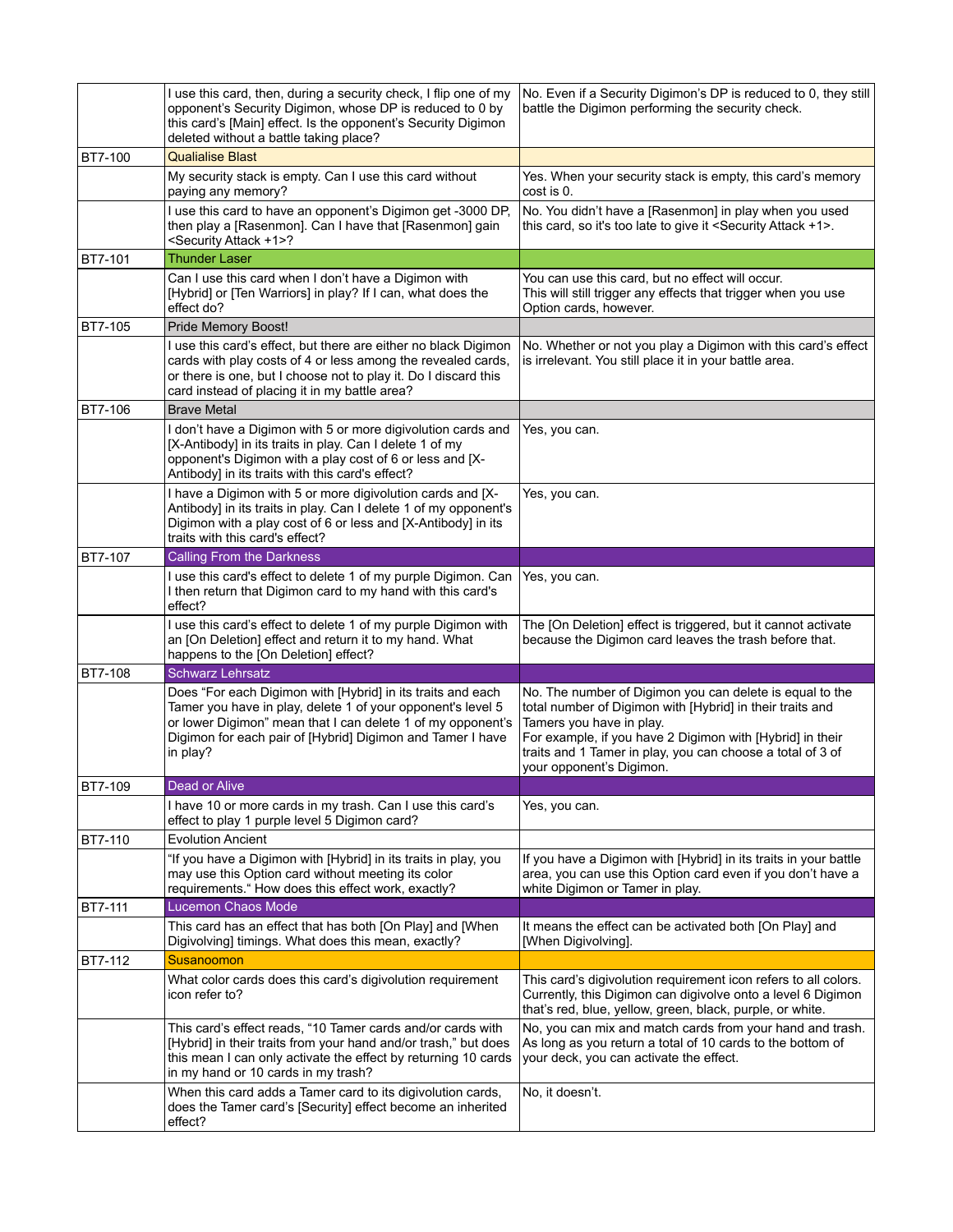| | | |
|---|---|---|
| | I use this card, then, during a security check, I flip one of my opponent's Security Digimon, whose DP is reduced to 0 by this card's [Main] effect. Is the opponent's Security Digimon deleted without a battle taking place? | No. Even if a Security Digimon's DP is reduced to 0, they still battle the Digimon performing the security check. |
| BT7-100 | Qualialise Blast | |
| | My security stack is empty. Can I use this card without paying any memory? | Yes. When your security stack is empty, this card's memory cost is 0. |
| | I use this card to have an opponent's Digimon get -3000 DP, then play a [Rasenmon]. Can I have that [Rasenmon] gain <Security Attack +1>? | No. You didn't have a [Rasenmon] in play when you used this card, so it's too late to give it <Security Attack +1>. |
| BT7-101 | Thunder Laser | |
| | Can I use this card when I don't have a Digimon with [Hybrid] or [Ten Warriors] in play? If I can, what does the effect do? | You can use this card, but no effect will occur.<br>This will still trigger any effects that trigger when you use Option cards, however. |
| BT7-105 | Pride Memory Boost! | |
| | I use this card's effect, but there are either no black Digimon cards with play costs of 4 or less among the revealed cards, or there is one, but I choose not to play it. Do I discard this card instead of placing it in my battle area? | No. Whether or not you play a Digimon with this card's effect is irrelevant. You still place it in your battle area. |
| BT7-106 | Brave Metal | |
| | I don't have a Digimon with 5 or more digivolution cards and [X-Antibody] in its traits in play. Can I delete 1 of my opponent's Digimon with a play cost of 6 or less and [X-Antibody] in its traits with this card's effect? | Yes, you can. |
| | I have a Digimon with 5 or more digivolution cards and [X-Antibody] in its traits in play. Can I delete 1 of my opponent's Digimon with a play cost of 6 or less and [X-Antibody] in its traits with this card's effect? | Yes, you can. |
| BT7-107 | Calling From the Darkness | |
| | I use this card's effect to delete 1 of my purple Digimon. Can I then return that Digimon card to my hand with this card's effect? | Yes, you can. |
| | I use this card's effect to delete 1 of my purple Digimon with an [On Deletion] effect and return it to my hand. What happens to the [On Deletion] effect? | The [On Deletion] effect is triggered, but it cannot activate because the Digimon card leaves the trash before that. |
| BT7-108 | Schwarz Lehrsatz | |
| | Does "For each Digimon with [Hybrid] in its traits and each Tamer you have in play, delete 1 of your opponent's level 5 or lower Digimon" mean that I can delete 1 of my opponent's Digimon for each pair of [Hybrid] Digimon and Tamer I have in play? | No. The number of Digimon you can delete is equal to the total number of Digimon with [Hybrid] in their traits and Tamers you have in play.<br>For example, if you have 2 Digimon with [Hybrid] in their traits and 1 Tamer in play, you can choose a total of 3 of your opponent's Digimon. |
| BT7-109 | Dead or Alive | |
| | I have 10 or more cards in my trash. Can I use this card's effect to play 1 purple level 5 Digimon card? | Yes, you can. |
| BT7-110 | Evolution Ancient | |
| | "If you have a Digimon with [Hybrid] in its traits in play, you may use this Option card without meeting its color requirements." How does this effect work, exactly? | If you have a Digimon with [Hybrid] in its traits in your battle area, you can use this Option card even if you don't have a white Digimon or Tamer in play. |
| BT7-111 | Lucemon Chaos Mode | |
| | This card has an effect that has both [On Play] and [When Digivolving] timings. What does this mean, exactly? | It means the effect can be activated both [On Play] and [When Digivolving]. |
| BT7-112 | Susanoomon | |
| | What color cards does this card's digivolution requirement icon refer to? | This card's digivolution requirement icon refers to all colors. Currently, this Digimon can digivolve onto a level 6 Digimon that's red, blue, yellow, green, black, purple, or white. |
| | This card's effect reads, "10 Tamer cards and/or cards with [Hybrid] in their traits from your hand and/or trash," but does this mean I can only activate the effect by returning 10 cards in my hand or 10 cards in my trash? | No, you can mix and match cards from your hand and trash. As long as you return a total of 10 cards to the bottom of your deck, you can activate the effect. |
| | When this card adds a Tamer card to its digivolution cards, does the Tamer card's [Security] effect become an inherited effect? | No, it doesn't. |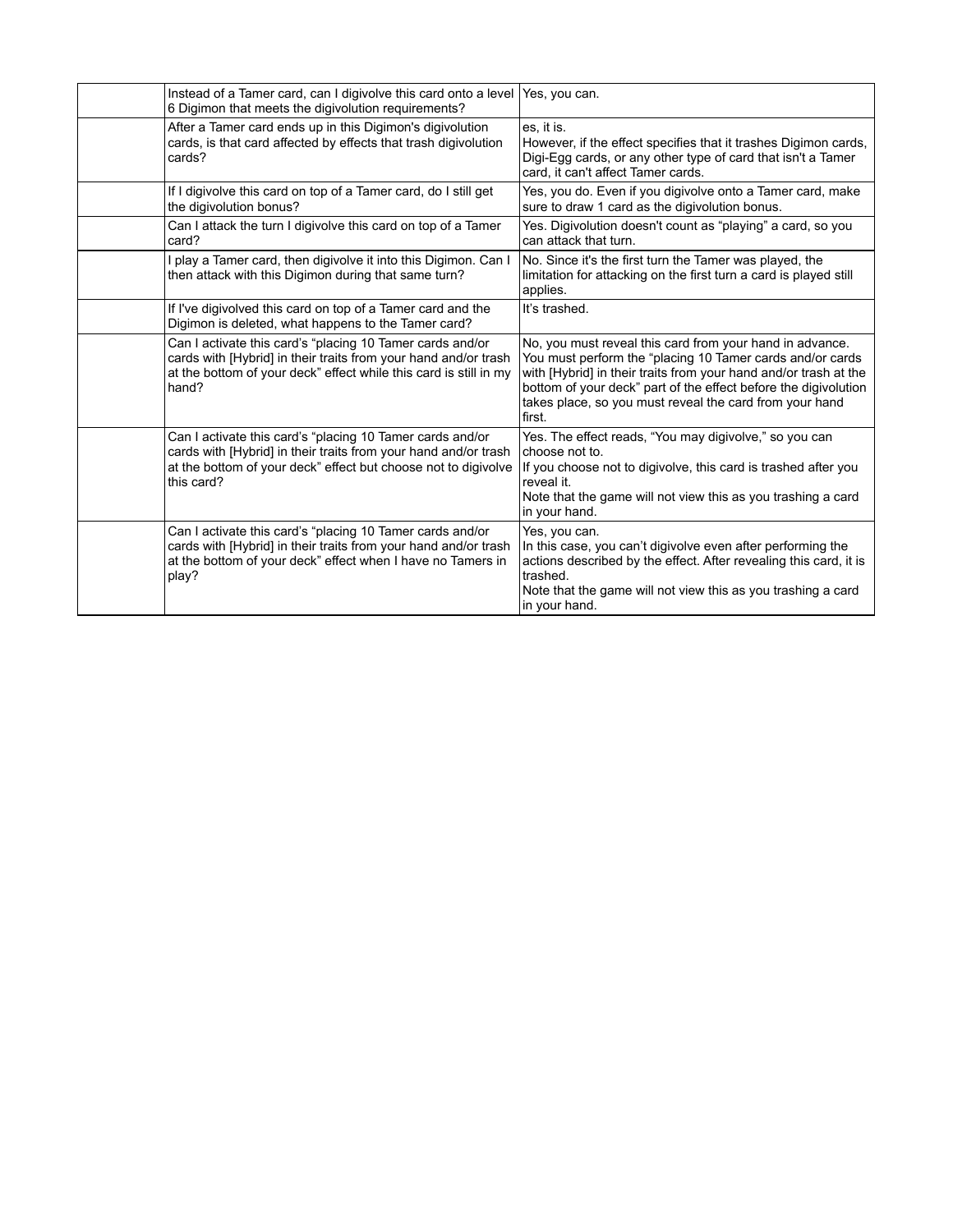| | | |
|---|---|---|
| | Instead of a Tamer card, can I digivolve this card onto a level 6 Digimon that meets the digivolution requirements? | Yes, you can. |
| | After a Tamer card ends up in this Digimon's digivolution cards, is that card affected by effects that trash digivolution cards? | es, it is.<br>However, if the effect specifies that it trashes Digimon cards, Digi-Egg cards, or any other type of card that isn't a Tamer card, it can't affect Tamer cards. |
| | If I digivolve this card on top of a Tamer card, do I still get the digivolution bonus? | Yes, you do. Even if you digivolve onto a Tamer card, make sure to draw 1 card as the digivolution bonus. |
| | Can I attack the turn I digivolve this card on top of a Tamer card? | Yes. Digivolution doesn't count as "playing" a card, so you can attack that turn. |
| | I play a Tamer card, then digivolve it into this Digimon. Can I then attack with this Digimon during that same turn? | No. Since it's the first turn the Tamer was played, the limitation for attacking on the first turn a card is played still applies. |
| | If I've digivolved this card on top of a Tamer card and the Digimon is deleted, what happens to the Tamer card? | It's trashed. |
| | Can I activate this card's "placing 10 Tamer cards and/or cards with [Hybrid] in their traits from your hand and/or trash at the bottom of your deck" effect while this card is still in my hand? | No, you must reveal this card from your hand in advance.<br>You must perform the "placing 10 Tamer cards and/or cards with [Hybrid] in their traits from your hand and/or trash at the bottom of your deck" part of the effect before the digivolution takes place, so you must reveal the card from your hand first. |
| | Can I activate this card's "placing 10 Tamer cards and/or cards with [Hybrid] in their traits from your hand and/or trash at the bottom of your deck" effect but choose not to digivolve this card? | Yes. The effect reads, "You may digivolve," so you can choose not to.<br>If you choose not to digivolve, this card is trashed after you reveal it.<br>Note that the game will not view this as you trashing a card in your hand. |
| | Can I activate this card's "placing 10 Tamer cards and/or cards with [Hybrid] in their traits from your hand and/or trash at the bottom of your deck" effect when I have no Tamers in play? | Yes, you can.<br>In this case, you can't digivolve even after performing the actions described by the effect. After revealing this card, it is trashed.<br>Note that the game will not view this as you trashing a card in your hand. |